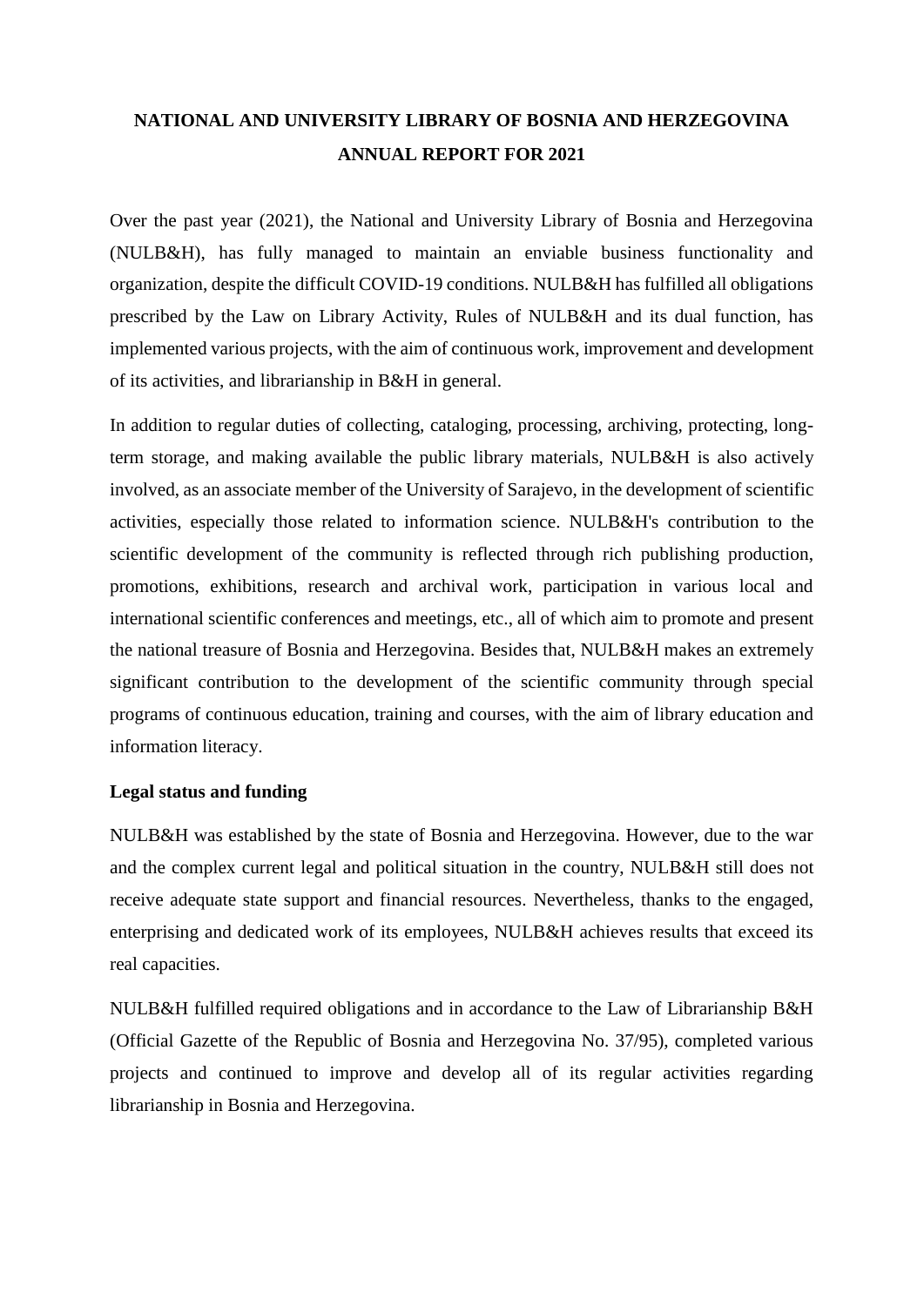# NATIONAL AND UNIVERSITY LIBRARY OF BOSNIA AND HERZEGOVINA
# ANNUAL REPORT FOR 2021

Over the past year (2021), the National and University Library of Bosnia and Herzegovina (NULB&H), has fully managed to maintain an enviable business functionality and organization, despite the difficult COVID-19 conditions. NULB&H has fulfilled all obligations prescribed by the Law on Library Activity, Rules of NULB&H and its dual function, has implemented various projects, with the aim of continuous work, improvement and development of its activities, and librarianship in B&H in general.

In addition to regular duties of collecting, cataloging, processing, archiving, protecting, long-term storage, and making available the public library materials, NULB&H is also actively involved, as an associate member of the University of Sarajevo, in the development of scientific activities, especially those related to information science. NULB&H's contribution to the scientific development of the community is reflected through rich publishing production, promotions, exhibitions, research and archival work, participation in various local and international scientific conferences and meetings, etc., all of which aim to promote and present the national treasure of Bosnia and Herzegovina. Besides that, NULB&H makes an extremely significant contribution to the development of the scientific community through special programs of continuous education, training and courses, with the aim of library education and information literacy.

## Legal status and funding

NULB&H was established by the state of Bosnia and Herzegovina. However, due to the war and the complex current legal and political situation in the country, NULB&H still does not receive adequate state support and financial resources. Nevertheless, thanks to the engaged, enterprising and dedicated work of its employees, NULB&H achieves results that exceed its real capacities.

NULB&H fulfilled required obligations and in accordance to the Law of Librarianship B&H (Official Gazette of the Republic of Bosnia and Herzegovina No. 37/95), completed various projects and continued to improve and develop all of its regular activities regarding librarianship in Bosnia and Herzegovina.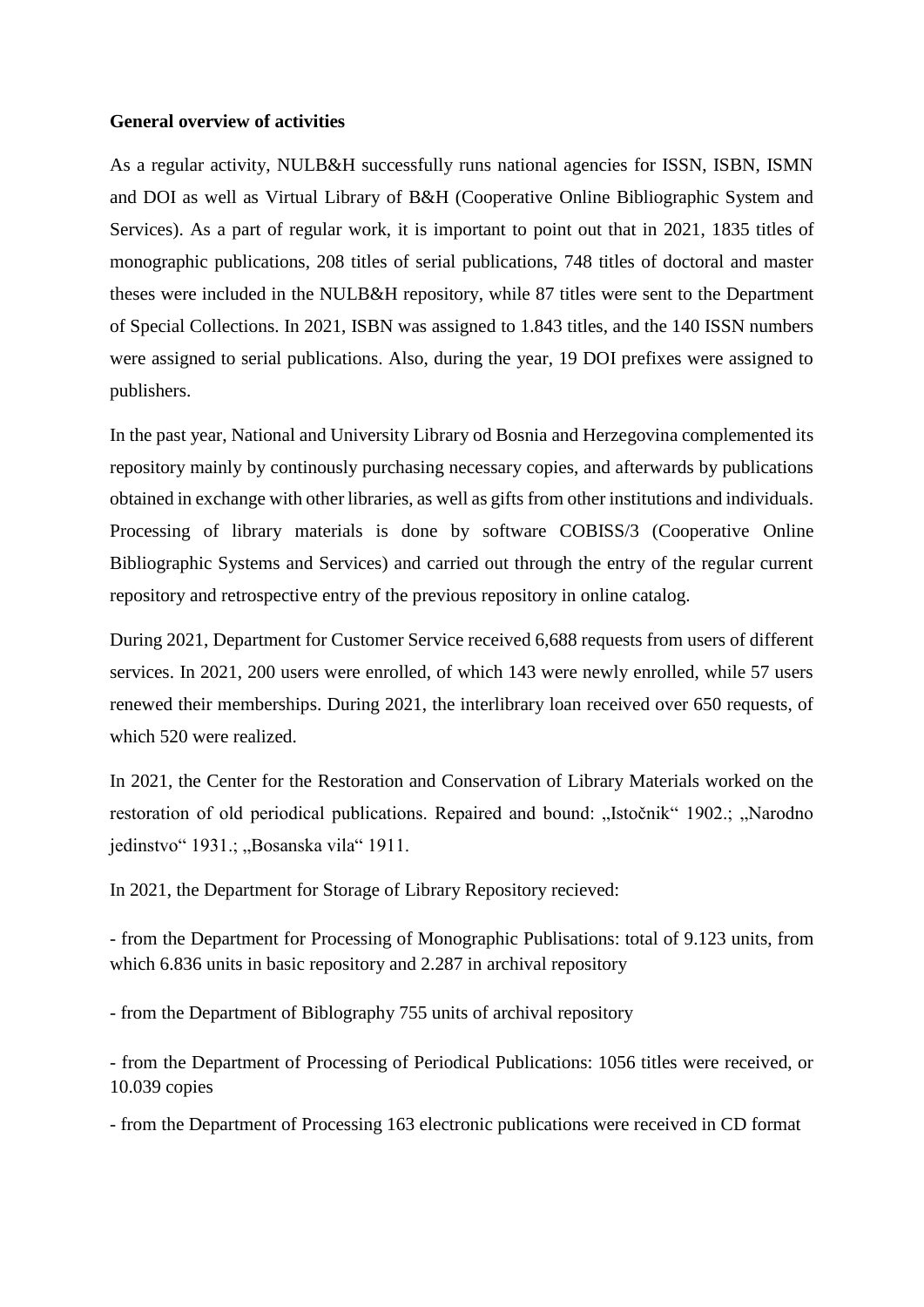**General overview of activities**

As a regular activity, NULB&H successfully runs national agencies for ISSN, ISBN, ISMN and DOI as well as Virtual Library of B&H (Cooperative Online Bibliographic System and Services). As a part of regular work, it is important to point out that in 2021, 1835 titles of monographic publications, 208 titles of serial publications, 748 titles of doctoral and master theses were included in the NULB&H repository, while 87 titles were sent to the Department of Special Collections. In 2021, ISBN was assigned to 1.843 titles, and the 140 ISSN numbers were assigned to serial publications. Also, during the year, 19 DOI prefixes were assigned to publishers.

In the past year, National and University Library od Bosnia and Herzegovina complemented its repository mainly by continously purchasing necessary copies, and afterwards by publications obtained in exchange with other libraries, as well as gifts from other institutions and individuals. Processing of library materials is done by software COBISS/3 (Cooperative Online Bibliographic Systems and Services) and carried out through the entry of the regular current repository and retrospective entry of the previous repository in online catalog.

During 2021, Department for Customer Service received 6,688 requests from users of different services. In 2021, 200 users were enrolled, of which 143 were newly enrolled, while 57 users renewed their memberships. During 2021, the interlibrary loan received over 650 requests, of which 520 were realized.

In 2021, the Center for the Restoration and Conservation of Library Materials worked on the restoration of old periodical publications. Repaired and bound: „Istočnik“ 1902.; „Narodno jedinstvo“ 1931.; „Bosanska vila“ 1911.

In 2021, the Department for Storage of Library Repository recieved:

- from the Department for Processing of Monographic Publisations: total of 9.123 units, from which 6.836 units in basic repository and 2.287 in archival repository

- from the Department of Biblography 755 units of archival repository

- from the Department of Processing of Periodical Publications: 1056 titles were received, or 10.039 copies

- from the Department of Processing 163 electronic publications were received in CD format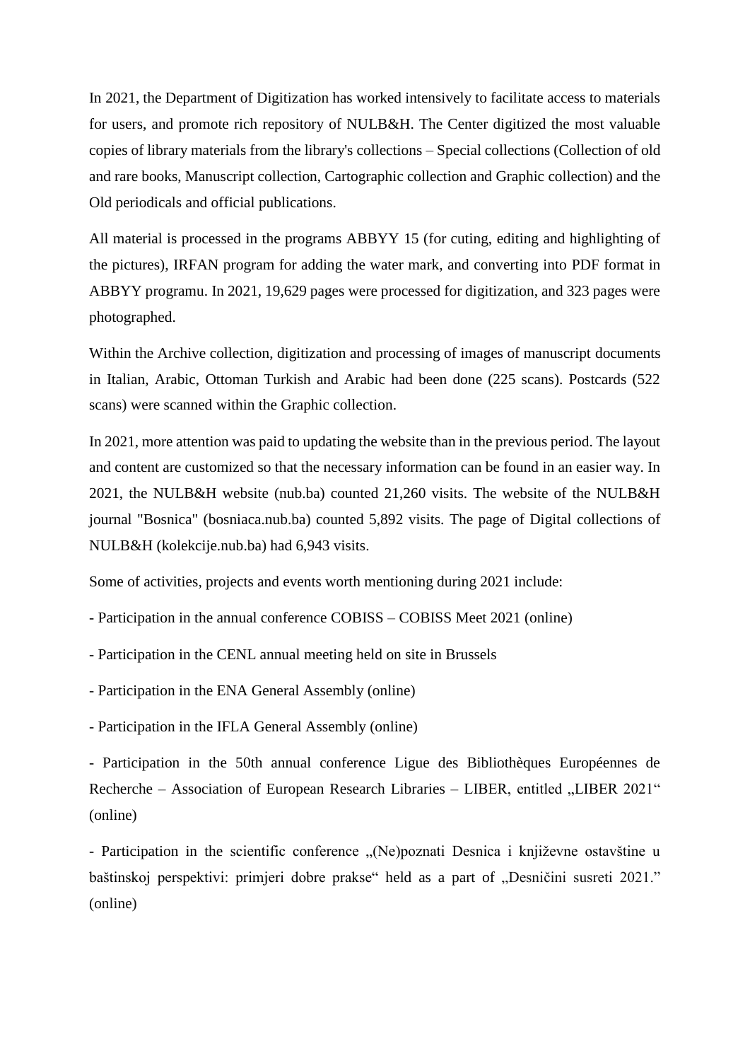In 2021, the Department of Digitization has worked intensively to facilitate access to materials for users, and promote rich repository of NULB&H. The Center digitized the most valuable copies of library materials from the library's collections – Special collections (Collection of old and rare books, Manuscript collection, Cartographic collection and Graphic collection) and the Old periodicals and official publications.

All material is processed in the programs ABBYY 15 (for cuting, editing and highlighting of the pictures), IRFAN program for adding the water mark, and converting into PDF format in ABBYY programu. In 2021, 19,629 pages were processed for digitization, and 323 pages were photographed.

Within the Archive collection, digitization and processing of images of manuscript documents in Italian, Arabic, Ottoman Turkish and Arabic had been done (225 scans). Postcards (522 scans) were scanned within the Graphic collection.

In 2021, more attention was paid to updating the website than in the previous period. The layout and content are customized so that the necessary information can be found in an easier way. In 2021, the NULB&H website (nub.ba) counted 21,260 visits. The website of the NULB&H journal "Bosnica" (bosniaca.nub.ba) counted 5,892 visits. The page of Digital collections of NULB&H (kolekcije.nub.ba) had 6,943 visits.

Some of activities, projects and events worth mentioning during 2021 include:

- Participation in the annual conference COBISS – COBISS Meet 2021 (online)
- Participation in the CENL annual meeting held on site in Brussels
- Participation in the ENA General Assembly (online)
- Participation in the IFLA General Assembly (online)
- Participation in the 50th annual conference Ligue des Bibliothèques Européennes de Recherche – Association of European Research Libraries – LIBER, entitled „LIBER 2021“ (online)
- Participation in the scientific conference „(Ne)poznati Desnica i književne ostavštine u baštinskoj perspektivi: primjeri dobre prakse“ held as a part of „Desničini susreti 2021.” (online)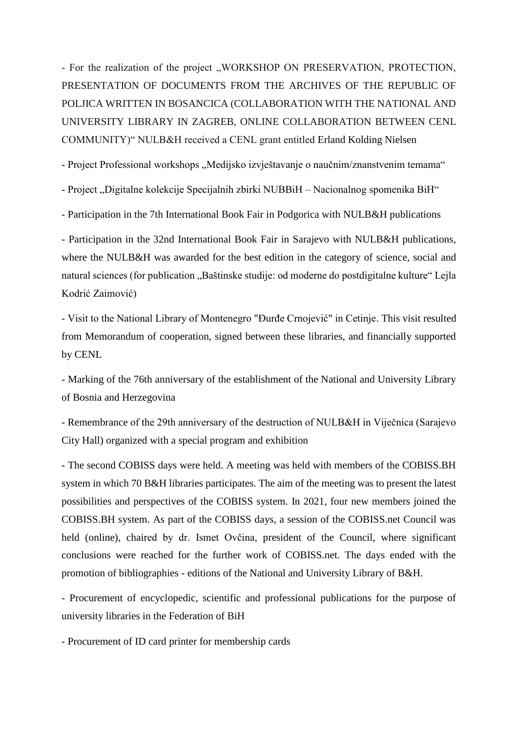- For the realization of the project „WORKSHOP ON PRESERVATION, PROTECTION, PRESENTATION OF DOCUMENTS FROM THE ARCHIVES OF THE REPUBLIC OF POLJICA WRITTEN IN BOSANCICA (COLLABORATION WITH THE NATIONAL AND UNIVERSITY LIBRARY IN ZAGREB, ONLINE COLLABORATION BETWEEN CENL COMMUNITY)" NULB&H received a CENL grant entitled Erland Kolding Nielsen

- Project Professional workshops „Medijsko izvještavanje o naučnim/znanstvenim temama"

- Project „Digitalne kolekcije Specijalnih zbirki NUBBiH – Nacionalnog spomenika BiH"

- Participation in the 7th International Book Fair in Podgorica with NULB&H publications

- Participation in the 32nd International Book Fair in Sarajevo with NULB&H publications, where the NULB&H was awarded for the best edition in the category of science, social and natural sciences (for publication „Baštinske studije: od moderne do postdigitalne kulture" Lejla Kodrić Zaimović)

- Visit to the National Library of Montenegro "Đurđe Crnojević" in Cetinje. This visit resulted from Memorandum of cooperation, signed between these libraries, and financially supported by CENL

- Marking of the 76th anniversary of the establishment of the National and University Library of Bosnia and Herzegovina

- Remembrance of the 29th anniversary of the destruction of NULB&H in Vijećnica (Sarajevo City Hall) organized with a special program and exhibition

- The second COBISS days were held. A meeting was held with members of the COBISS.BH system in which 70 B&H libraries participates. The aim of the meeting was to present the latest possibilities and perspectives of the COBISS system. In 2021, four new members joined the COBISS.BH system. As part of the COBISS days, a session of the COBISS.net Council was held (online), chaired by dr. Ismet Ovčina, president of the Council, where significant conclusions were reached for the further work of COBISS.net. The days ended with the promotion of bibliographies - editions of the National and University Library of B&H.

- Procurement of encyclopedic, scientific and professional publications for the purpose of university libraries in the Federation of BiH

- Procurement of ID card printer for membership cards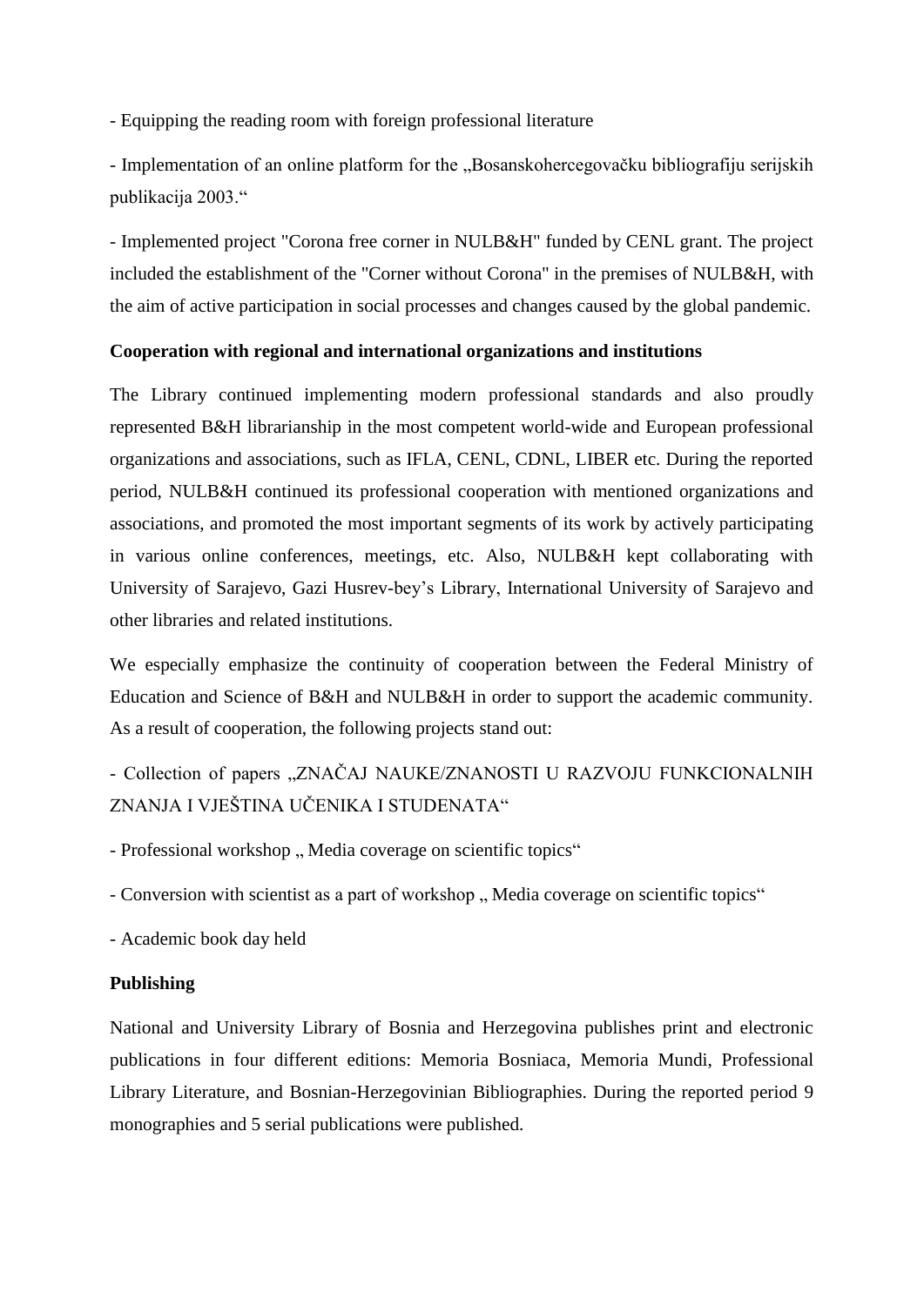- Equipping the reading room with foreign professional literature

- Implementation of an online platform for the „Bosanskohercegovačku bibliografiju serijskih publikacija 2003.“

- Implemented project "Corona free corner in NULB&H" funded by CENL grant. The project included the establishment of the "Corner without Corona" in the premises of NULB&H, with the aim of active participation in social processes and changes caused by the global pandemic.

**Cooperation with regional and international organizations and institutions**

The Library continued implementing modern professional standards and also proudly represented B&H librarianship in the most competent world-wide and European professional organizations and associations, such as IFLA, CENL, CDNL, LIBER etc. During the reported period, NULB&H continued its professional cooperation with mentioned organizations and associations, and promoted the most important segments of its work by actively participating in various online conferences, meetings, etc. Also, NULB&H kept collaborating with University of Sarajevo, Gazi Husrev-bey's Library, International University of Sarajevo and other libraries and related institutions.

We especially emphasize the continuity of cooperation between the Federal Ministry of Education and Science of B&H and NULB&H in order to support the academic community. As a result of cooperation, the following projects stand out:

- Collection of papers „ZNAČAJ NAUKE/ZNANOSTI U RAZVOJU FUNKCIONALNIH ZNANJA I VJEŠTINA UČENIKA I STUDENATA“

- Professional workshop „ Media coverage on scientific topics“

- Conversion with scientist as a part of workshop „ Media coverage on scientific topics“

- Academic book day held

**Publishing**

National and University Library of Bosnia and Herzegovina publishes print and electronic publications in four different editions: Memoria Bosniaca, Memoria Mundi, Professional Library Literature, and Bosnian-Herzegovinian Bibliographies. During the reported period 9 monographies and 5 serial publications were published.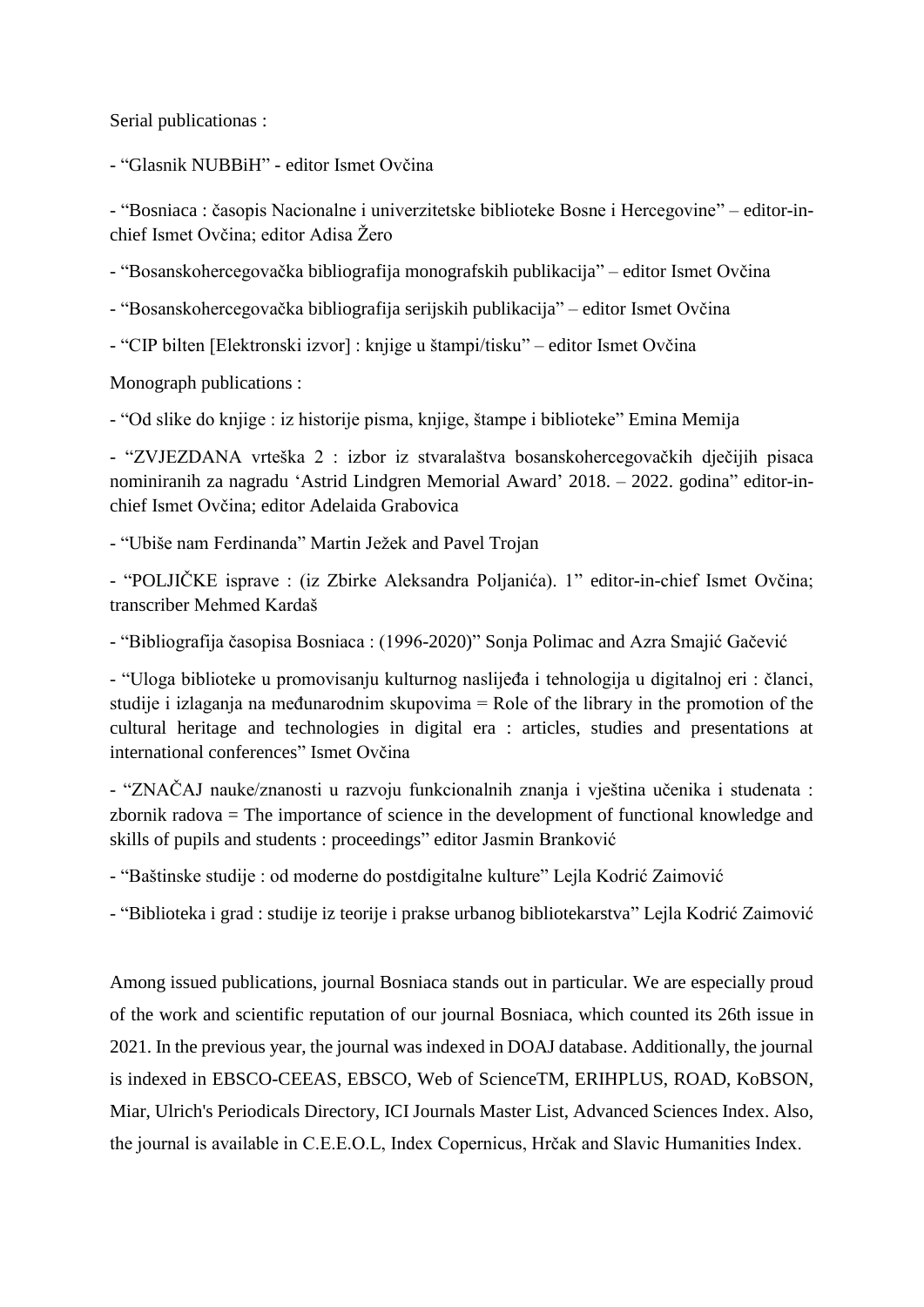Serial publicationas :

- “Glasnik NUBBiH” - editor Ismet Ovčina

- “Bosniaca : časopis Nacionalne i univerzitetske biblioteke Bosne i Hercegovine” – editor-in-chief Ismet Ovčina; editor Adisa Žero

- “Bosanskohercegovačka bibliografija monografskih publikacija” – editor Ismet Ovčina

- “Bosanskohercegovačka bibliografija serijskih publikacija” – editor Ismet Ovčina

- “CIP bilten [Elektronski izvor] : knjige u štampi/tisku” – editor Ismet Ovčina

Monograph publications :

- “Od slike do knjige : iz historije pisma, knjige, štampe i biblioteke” Emina Memija

- “ZVJEZDANA vrteška 2 : izbor iz stvaralaštva bosanskohercegovačkih dječijih pisaca nominiranih za nagradu ‘Astrid Lindgren Memorial Award’ 2018. – 2022. godina” editor-in-chief Ismet Ovčina; editor Adelaida Grabovica

- “Ubiše nam Ferdinanda” Martin Ježek and Pavel Trojan

- “POLJIČKE isprave : (iz Zbirke Aleksandra Poljanića). 1” editor-in-chief Ismet Ovčina; transcriber Mehmed Kardaš

- “Bibliografija časopisa Bosniaca : (1996-2020)” Sonja Polimac and Azra Smajić Gačević

- “Uloga biblioteke u promovisanju kulturnog naslijeđa i tehnologija u digitalnoj eri : članci, studije i izlaganja na međunarodnim skupovima = Role of the library in the promotion of the cultural heritage and technologies in digital era : articles, studies and presentations at international conferences” Ismet Ovčina

- “ZNAČAJ nauke/znanosti u razvoju funkcionalnih znanja i vještina učenika i studenata : zbornik radova = The importance of science in the development of functional knowledge and skills of pupils and students : proceedings” editor Jasmin Branković

- “Baštinske studije : od moderne do postdigitalne kulture” Lejla Kodrić Zaimović

- “Biblioteka i grad : studije iz teorije i prakse urbanog bibliotekarstva” Lejla Kodrić Zaimović

Among issued publications, journal Bosniaca stands out in particular. We are especially proud of the work and scientific reputation of our journal Bosniaca, which counted its 26th issue in 2021. In the previous year, the journal was indexed in DOAJ database. Additionally, the journal is indexed in EBSCO-CEEAS, EBSCO, Web of ScienceTM, ERIHPLUS, ROAD, KoBSON, Miar, Ulrich's Periodicals Directory, ICI Journals Master List, Advanced Sciences Index. Also, the journal is available in C.E.E.O.L, Index Copernicus, Hrčak and Slavic Humanities Index.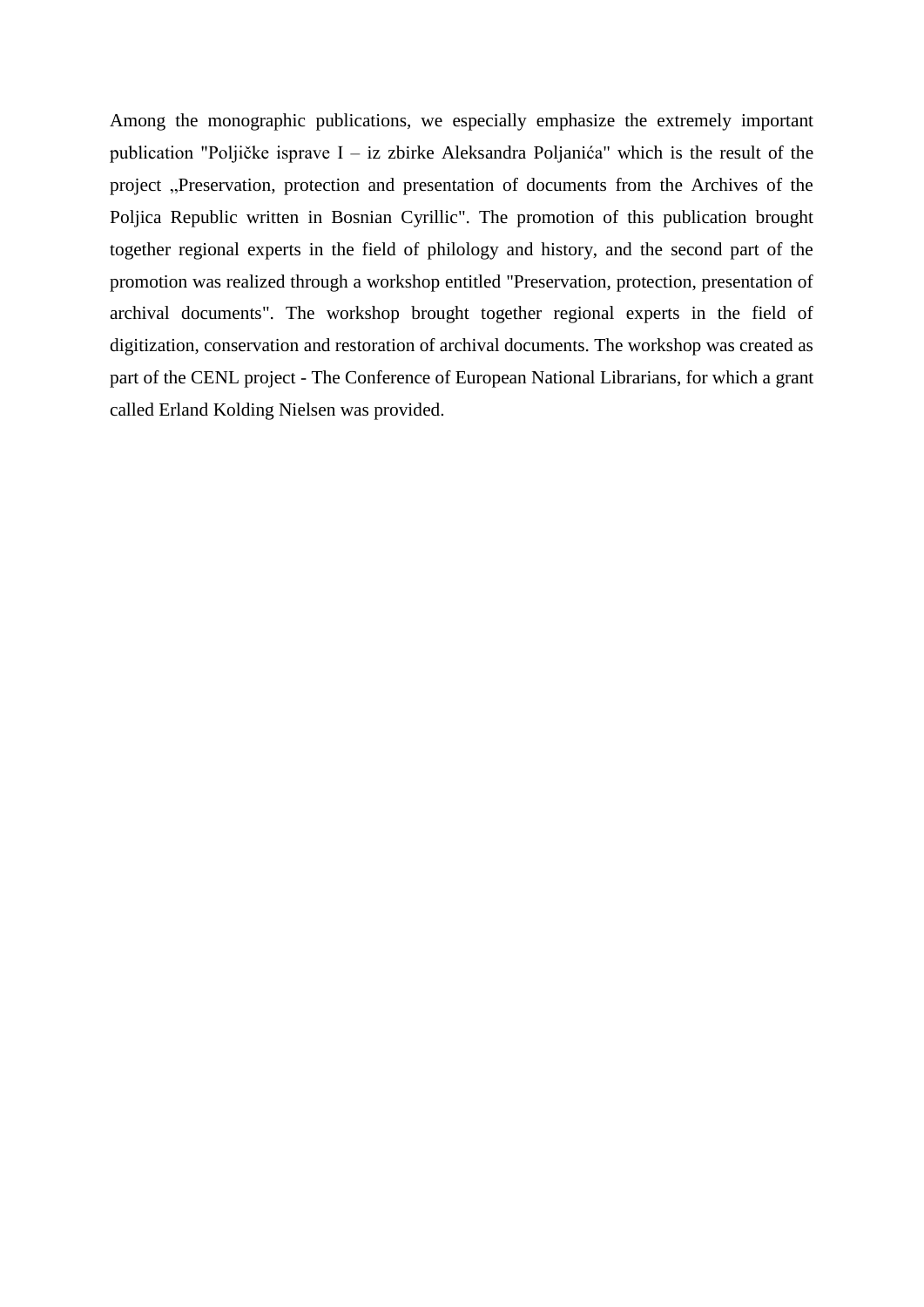Among the monographic publications, we especially emphasize the extremely important publication "Poljičke isprave I – iz zbirke Aleksandra Poljanića" which is the result of the project „Preservation, protection and presentation of documents from the Archives of the Poljica Republic written in Bosnian Cyrillic". The promotion of this publication brought together regional experts in the field of philology and history, and the second part of the promotion was realized through a workshop entitled "Preservation, protection, presentation of archival documents". The workshop brought together regional experts in the field of digitization, conservation and restoration of archival documents. The workshop was created as part of the CENL project - The Conference of European National Librarians, for which a grant called Erland Kolding Nielsen was provided.